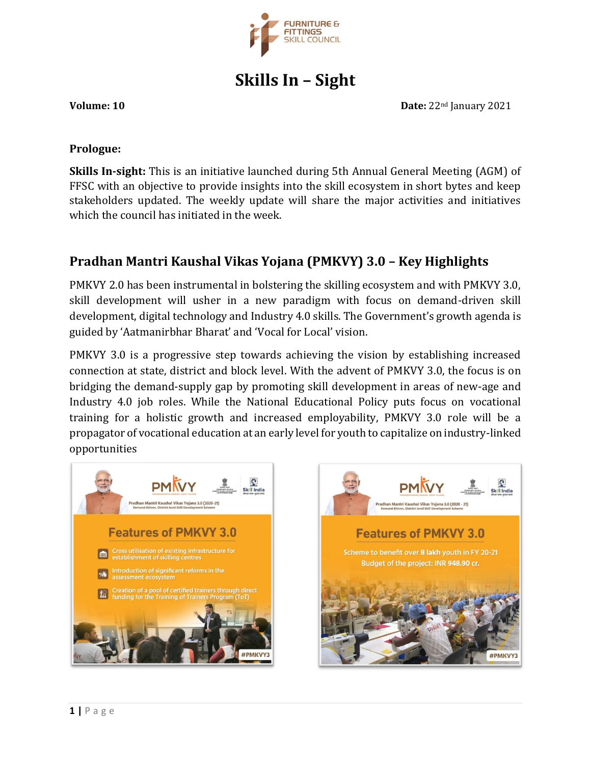# Skills In – Sight

**Volume: 10** **Date:** 22nd January 2021

**Prologue:**

**Skills In-sight:** This is an initiative launched during 5th Annual General Meeting (AGM) of FFSC with an objective to provide insights into the skill ecosystem in short bytes and keep stakeholders updated. The weekly update will share the major activities and initiatives which the council has initiated in the week.

## Pradhan Mantri Kaushal Vikas Yojana (PMKVY) 3.0 – Key Highlights

PMKVY 2.0 has been instrumental in bolstering the skilling ecosystem and with PMKVY 3.0, skill development will usher in a new paradigm with focus on demand-driven skill development, digital technology and Industry 4.0 skills. The Government's growth agenda is guided by 'Aatmanirbhar Bharat' and 'Vocal for Local' vision.

PMKVY 3.0 is a progressive step towards achieving the vision by establishing increased connection at state, district and block level. With the advent of PMKVY 3.0, the focus is on bridging the demand-supply gap by promoting skill development in areas of new-age and Industry 4.0 job roles. While the National Educational Policy puts focus on vocational training for a holistic growth and increased employability, PMKVY 3.0 role will be a propagator of vocational education at an early level for youth to capitalize on industry-linked opportunities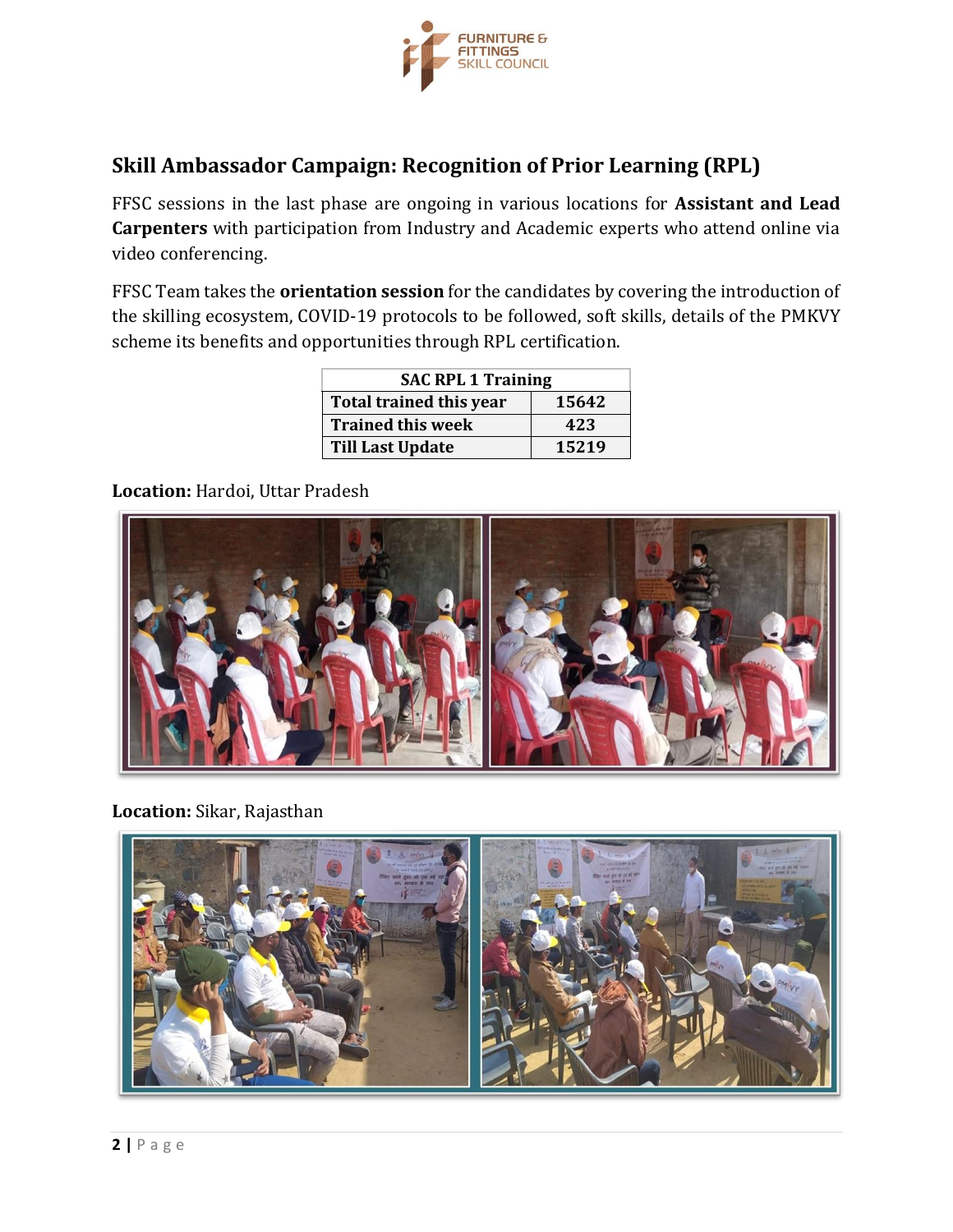## Skill Ambassador Campaign: Recognition of Prior Learning (RPL)

FFSC sessions in the last phase are ongoing in various locations for **Assistant and Lead Carpenters** with participation from Industry and Academic experts who attend online via video conferencing.

FFSC Team takes the **orientation session** for the candidates by covering the introduction of the skilling ecosystem, COVID-19 protocols to be followed, soft skills, details of the PMKVY scheme its benefits and opportunities through RPL certification.

| SAC RPL 1 Training | |
|---|---|
| **Total trained this year** | **15642** |
| **Trained this week** | **423** |
| **Till Last Update** | **15219** |

**Location:** Hardoi, Uttar Pradesh

**Location:** Sikar, Rajasthan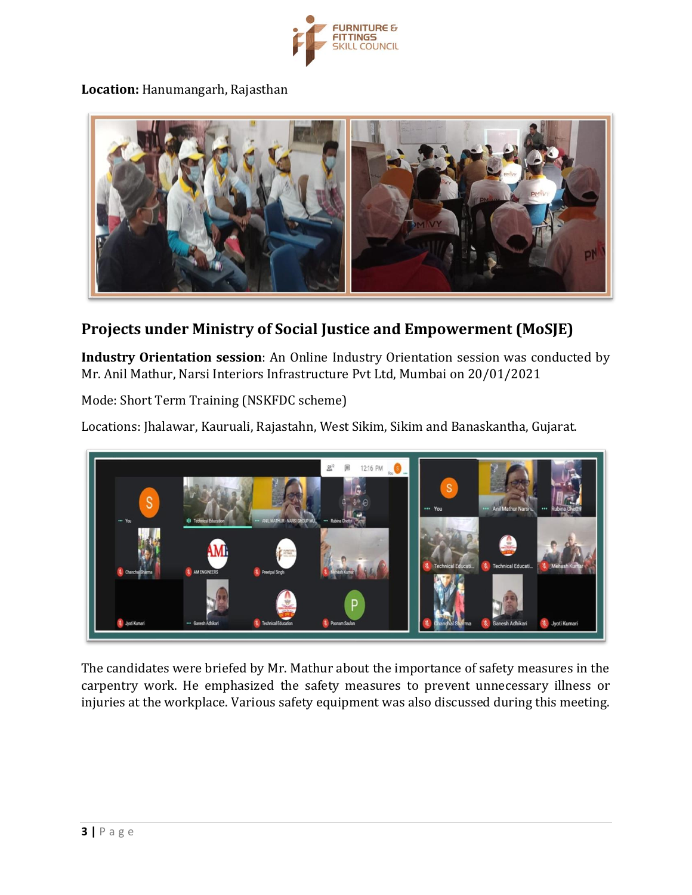**Location:** Hanumangarh, Rajasthan

## Projects under Ministry of Social Justice and Empowerment (MoSJE)

**Industry Orientation session**: An Online Industry Orientation session was conducted by Mr. Anil Mathur, Narsi Interiors Infrastructure Pvt Ltd, Mumbai on 20/01/2021

Mode: Short Term Training (NSKFDC scheme)

Locations: Jhalawar, Kauruali, Rajastahn, West Sikim, Sikim and Banaskantha, Gujarat.

The candidates were briefed by Mr. Mathur about the importance of safety measures in the carpentry work. He emphasized the safety measures to prevent unnecessary illness or injuries at the workplace. Various safety equipment was also discussed during this meeting.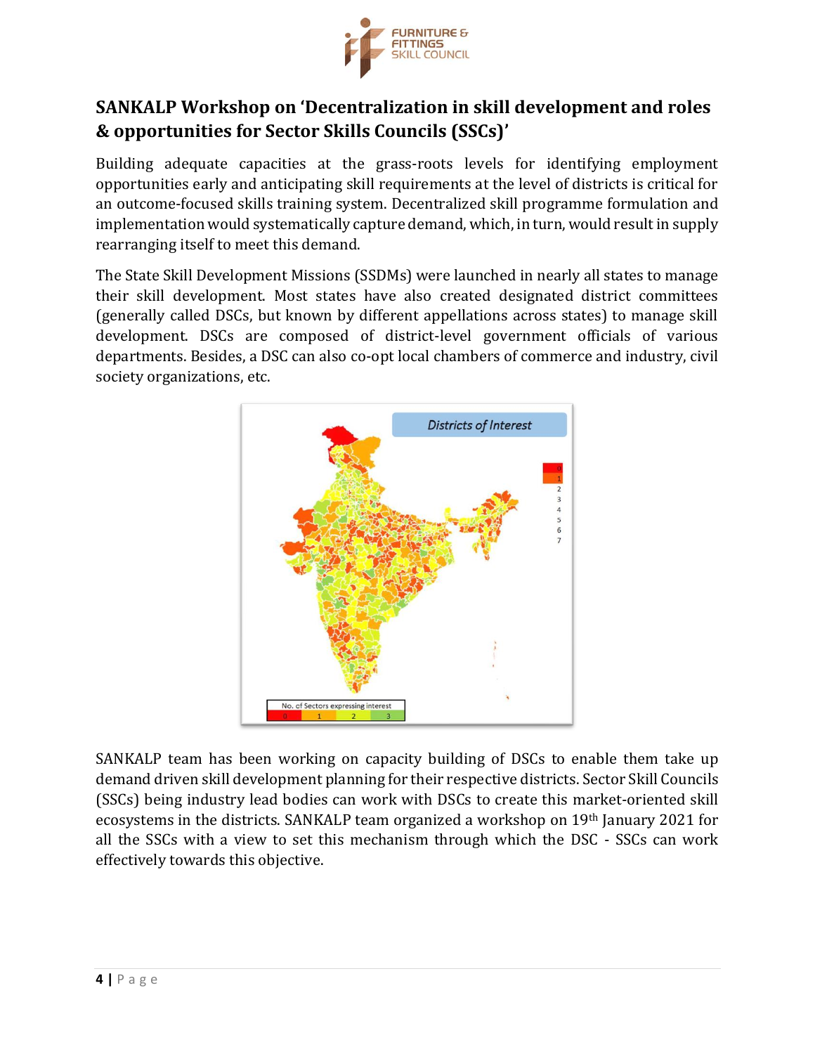## SANKALP Workshop on 'Decentralization in skill development and roles & opportunities for Sector Skills Councils (SSCs)'

Building adequate capacities at the grass-roots levels for identifying employment opportunities early and anticipating skill requirements at the level of districts is critical for an outcome-focused skills training system. Decentralized skill programme formulation and implementation would systematically capture demand, which, in turn, would result in supply rearranging itself to meet this demand.

The State Skill Development Missions (SSDMs) were launched in nearly all states to manage their skill development. Most states have also created designated district committees (generally called DSCs, but known by different appellations across states) to manage skill development. DSCs are composed of district-level government officials of various departments. Besides, a DSC can also co-opt local chambers of commerce and industry, civil society organizations, etc.

SANKALP team has been working on capacity building of DSCs to enable them take up demand driven skill development planning for their respective districts. Sector Skill Councils (SSCs) being industry lead bodies can work with DSCs to create this market-oriented skill ecosystems in the districts. SANKALP team organized a workshop on 19th January 2021 for all the SSCs with a view to set this mechanism through which the DSC - SSCs can work effectively towards this objective.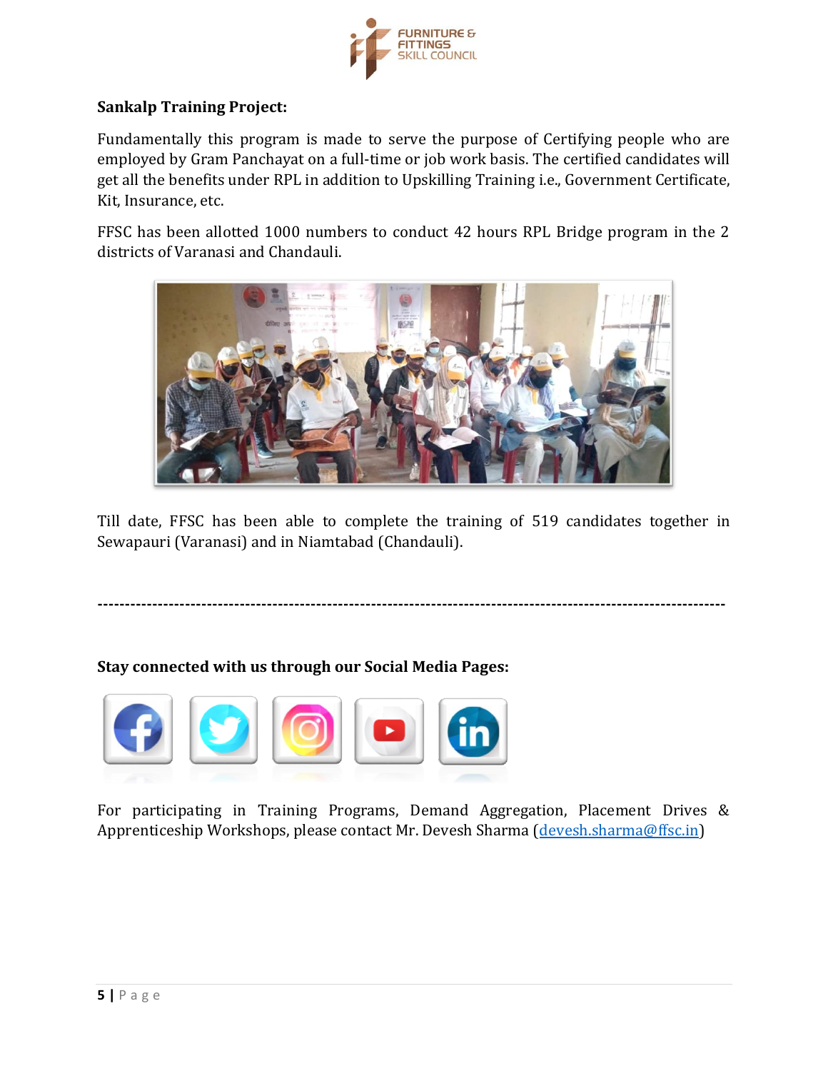**Sankalp Training Project:**

Fundamentally this program is made to serve the purpose of Certifying people who are employed by Gram Panchayat on a full-time or job work basis. The certified candidates will get all the benefits under RPL in addition to Upskilling Training i.e., Government Certificate, Kit, Insurance, etc.

FFSC has been allotted 1000 numbers to conduct 42 hours RPL Bridge program in the 2 districts of Varanasi and Chandauli.

Till date, FFSC has been able to complete the training of 519 candidates together in Sewapauri (Varanasi) and in Niamtabad (Chandauli).

---

**Stay connected with us through our Social Media Pages:**

For participating in Training Programs, Demand Aggregation, Placement Drives & Apprenticeship Workshops, please contact Mr. Devesh Sharma (devesh.sharma@ffsc.in)